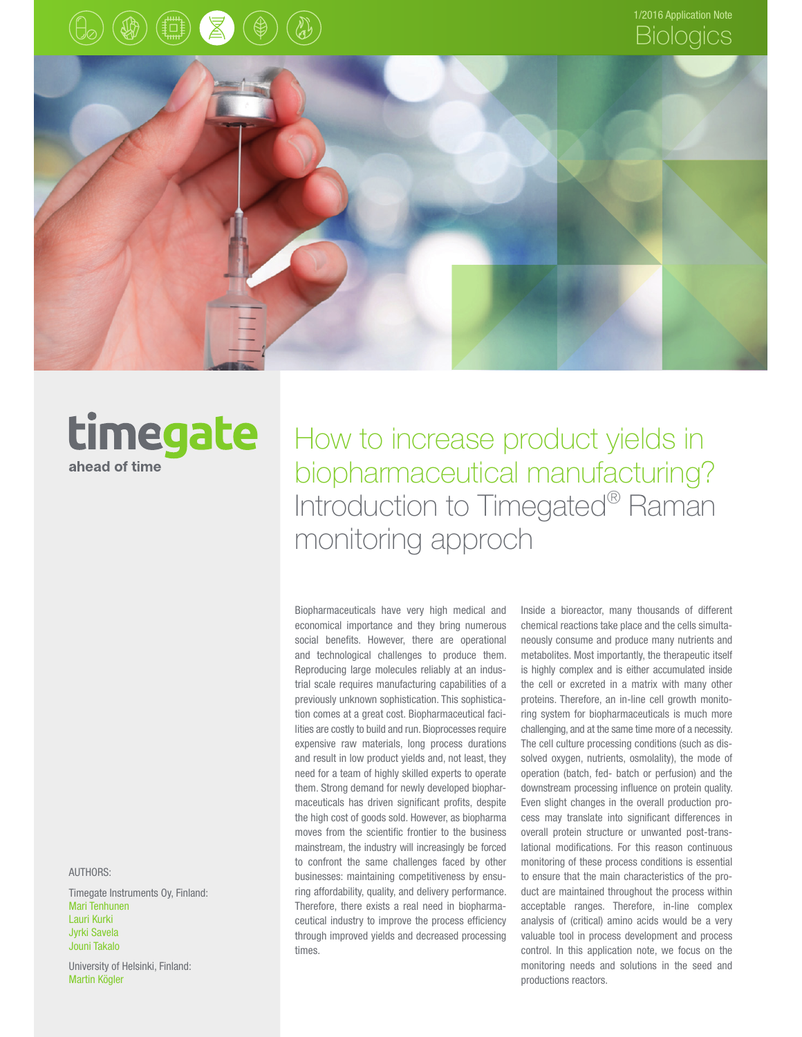1/2016 Application Note

Biologics

timegate
ahead of time

# How to increase product yields in biopharmaceutical manufacturing? Introduction to Timegated® Raman monitoring approch

AUTHORS:

Timegate Instruments Oy, Finland:
Mari Tenhunen
Lauri Kurki
Jyrki Savela
Jouni Takalo

University of Helsinki, Finland:
Martin Kögler

Biopharmaceuticals have very high medical and economical importance and they bring numerous social benefits. However, there are operational and technological challenges to produce them. Reproducing large molecules reliably at an industrial scale requires manufacturing capabilities of a previously unknown sophistication. This sophistication comes at a great cost. Biopharmaceutical facilities are costly to build and run. Bioprocesses require expensive raw materials, long process durations and result in low product yields and, not least, they need for a team of highly skilled experts to operate them. Strong demand for newly developed biopharmaceuticals has driven significant profits, despite the high cost of goods sold. However, as biopharma moves from the scientific frontier to the business mainstream, the industry will increasingly be forced to confront the same challenges faced by other businesses: maintaining competitiveness by ensuring affordability, quality, and delivery performance. Therefore, there exists a real need in biopharmaceutical industry to improve the process efficiency through improved yields and decreased processing times.

Inside a bioreactor, many thousands of different chemical reactions take place and the cells simultaneously consume and produce many nutrients and metabolites. Most importantly, the therapeutic itself is highly complex and is either accumulated inside the cell or excreted in a matrix with many other proteins. Therefore, an in-line cell growth monitoring system for biopharmaceuticals is much more challenging, and at the same time more of a necessity. The cell culture processing conditions (such as dissolved oxygen, nutrients, osmolality), the mode of operation (batch, fed- batch or perfusion) and the downstream processing influence on protein quality. Even slight changes in the overall production process may translate into significant differences in overall protein structure or unwanted post-translational modifications. For this reason continuous monitoring of these process conditions is essential to ensure that the main characteristics of the product are maintained throughout the process within acceptable ranges. Therefore, in-line complex analysis of (critical) amino acids would be a very valuable tool in process development and process control. In this application note, we focus on the monitoring needs and solutions in the seed and productions reactors.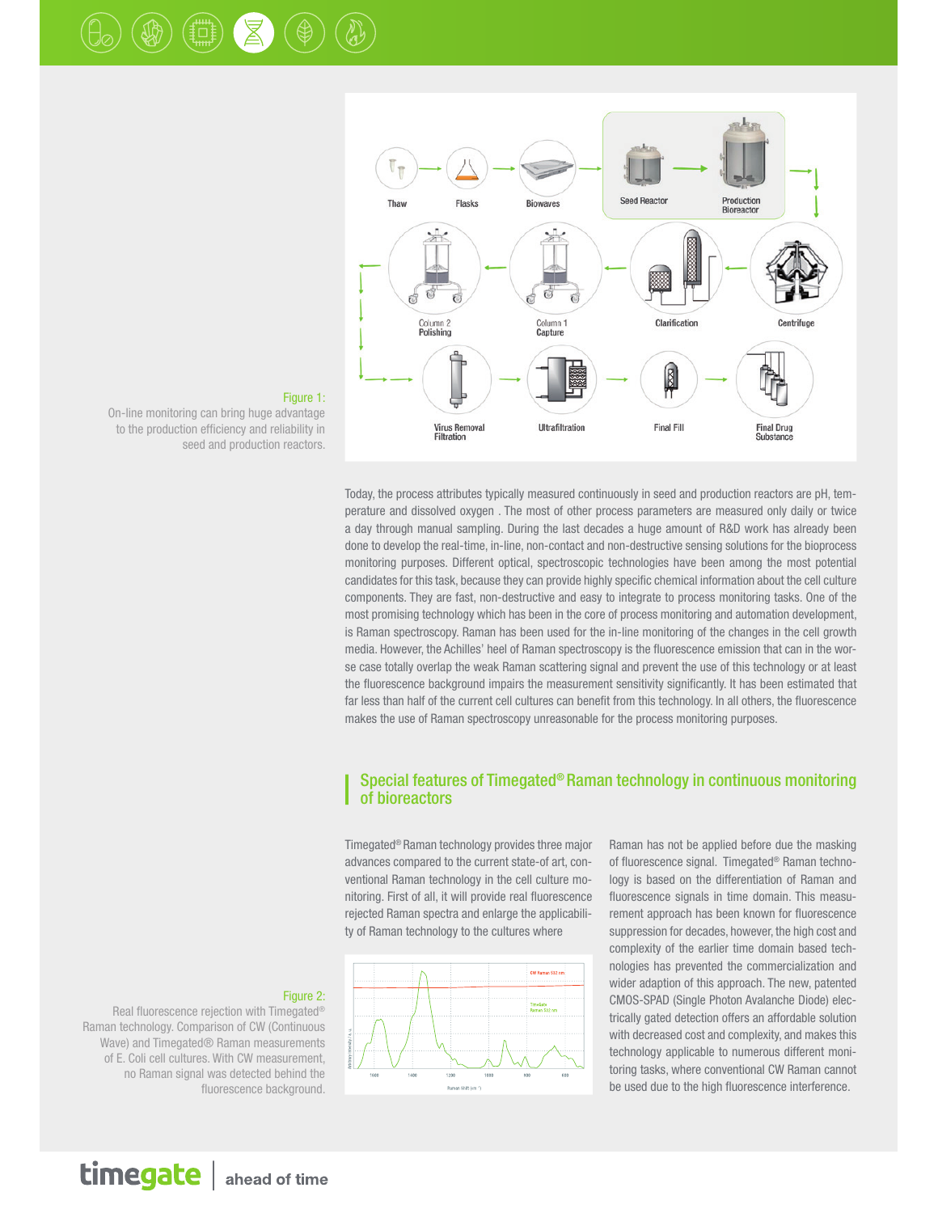Figure 1:
On-line monitoring can bring huge advantage to the production efficiency and reliability in seed and production reactors.

Today, the process attributes typically measured continuously in seed and production reactors are pH, temperature and dissolved oxygen . The most of other process parameters are measured only daily or twice a day through manual sampling. During the last decades a huge amount of R&D work has already been done to develop the real-time, in-line, non-contact and non-destructive sensing solutions for the bioprocess monitoring purposes. Different optical, spectroscopic technologies have been among the most potential candidates for this task, because they can provide highly specific chemical information about the cell culture components. They are fast, non-destructive and easy to integrate to process monitoring tasks. One of the most promising technology which has been in the core of process monitoring and automation development, is Raman spectroscopy. Raman has been used for the in-line monitoring of the changes in the cell growth media. However, the Achilles' heel of Raman spectroscopy is the fluorescence emission that can in the worse case totally overlap the weak Raman scattering signal and prevent the use of this technology or at least the fluorescence background impairs the measurement sensitivity significantly. It has been estimated that far less than half of the current cell cultures can benefit from this technology. In all others, the fluorescence makes the use of Raman spectroscopy unreasonable for the process monitoring purposes.

## Special features of Timegated® Raman technology in continuous monitoring of bioreactors

Timegated® Raman technology provides three major advances compared to the current state-of art, conventional Raman technology in the cell culture monitoring. First of all, it will provide real fluorescence rejected Raman spectra and enlarge the applicability of Raman technology to the cultures where Raman has not be applied before due the masking of fluorescence signal. Timegated® Raman technology is based on the differentiation of Raman and fluorescence signals in time domain. This measurement approach has been known for fluorescence suppression for decades, however, the high cost and complexity of the earlier time domain based technologies has prevented the commercialization and wider adaption of this approach. The new, patented CMOS-SPAD (Single Photon Avalanche Diode) electrically gated detection offers an affordable solution with decreased cost and complexity, and makes this technology applicable to numerous different monitoring tasks, where conventional CW Raman cannot be used due to the high fluorescence interference.

Figure 2:
Real fluorescence rejection with Timegated® Raman technology. Comparison of CW (Continuous Wave) and Timegated® Raman measurements of E. Coli cell cultures. With CW measurement, no Raman signal was detected behind the fluorescence background.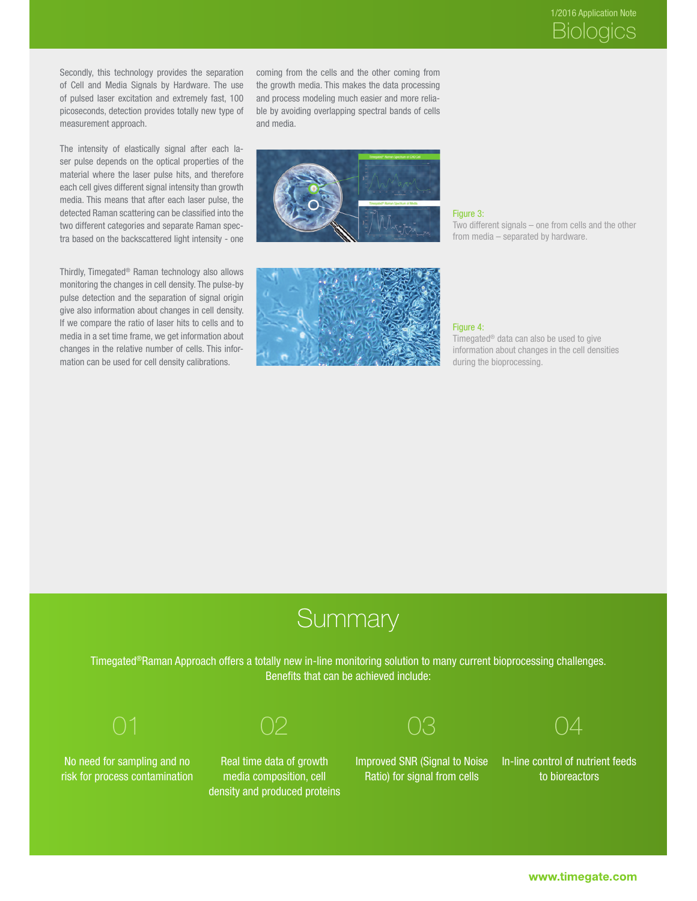Secondly, this technology provides the separation of Cell and Media Signals by Hardware. The use of pulsed laser excitation and extremely fast, 100 picoseconds, detection provides totally new type of measurement approach.

The intensity of elastically signal after each laser pulse depends on the optical properties of the material where the laser pulse hits, and therefore each cell gives different signal intensity than growth media. This means that after each laser pulse, the detected Raman scattering can be classified into the two different categories and separate Raman spectra based on the backscattered light intensity - one coming from the cells and the other coming from the growth media. This makes the data processing and process modeling much easier and more reliable by avoiding overlapping spectral bands of cells and media.

Figure 3:
Two different signals – one from cells and the other from media – separated by hardware.

Thirdly, Timegated® Raman technology also allows monitoring the changes in cell density. The pulse-by pulse detection and the separation of signal origin give also information about changes in cell density. If we compare the ratio of laser hits to cells and to media in a set time frame, we get information about changes in the relative number of cells. This information can be used for cell density calibrations.

Figure 4:
Timegated® data can also be used to give information about changes in the cell densities during the bioprocessing.

# Summary

Timegated® Raman Approach offers a totally new in-line monitoring solution to many current bioprocessing challenges. Benefits that can be achieved include:

01

No need for sampling and no risk for process contamination

02

Real time data of growth media composition, cell density and produced proteins

03

Improved SNR (Signal to Noise Ratio) for signal from cells

04

In-line control of nutrient feeds to bioreactors

www.timegate.com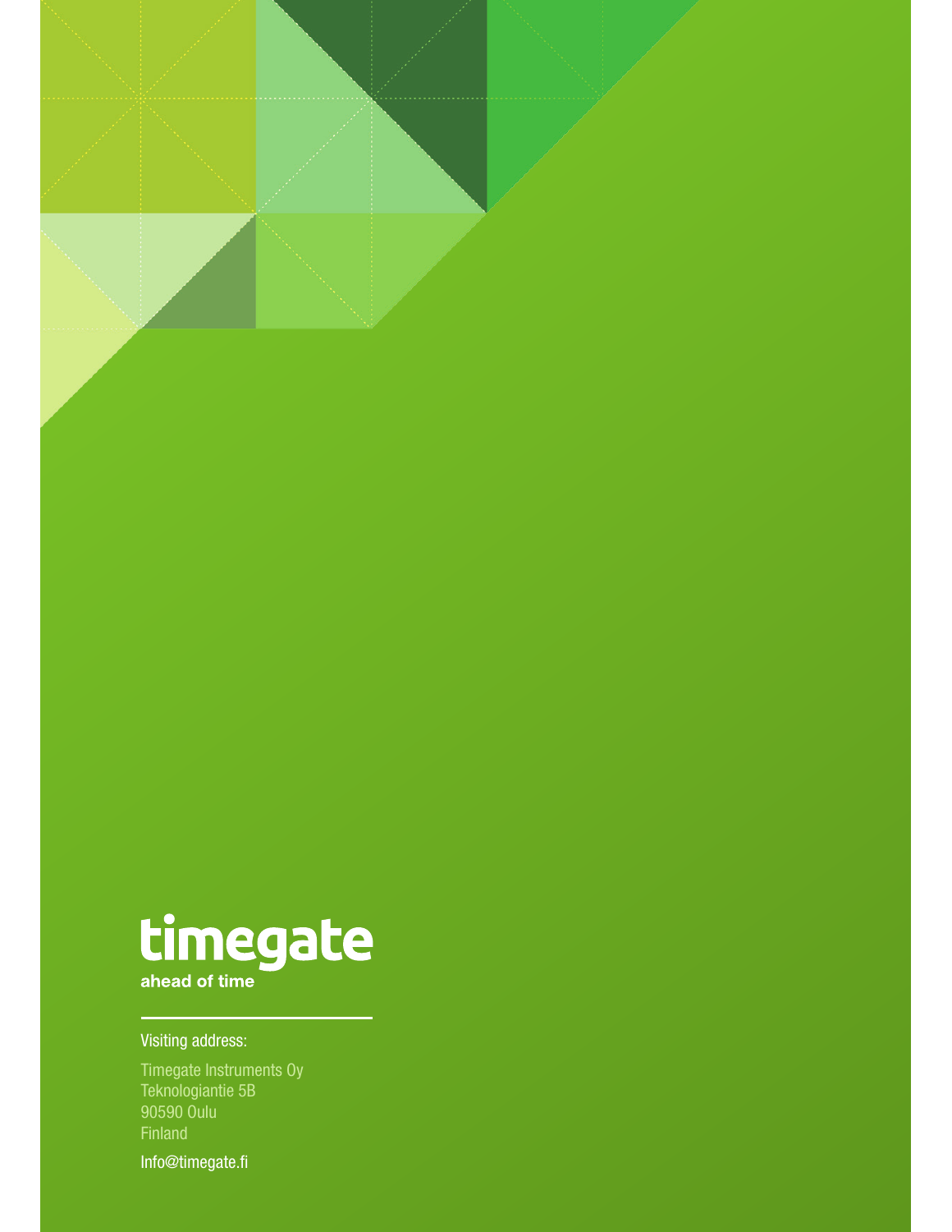timegate

ahead of time

Visiting address:

Timegate Instruments Oy
Teknologiantie 5B
90590 Oulu
Finland

Info@timegate.fi